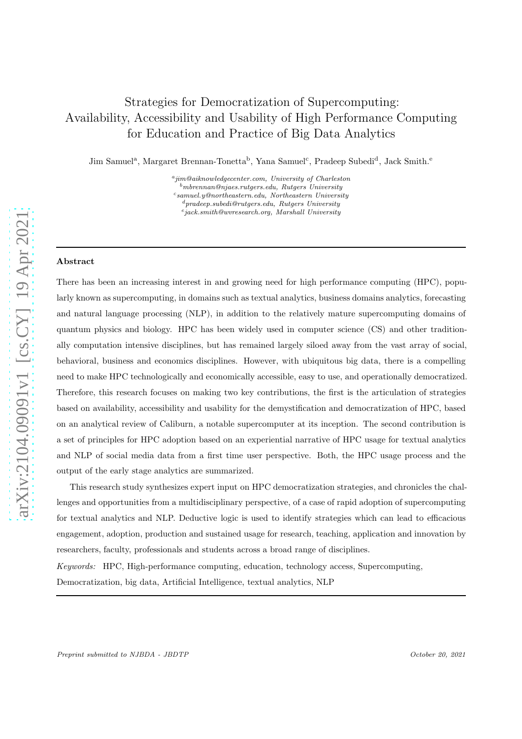# Strategies for Democratization of Supercomputing: Availability, Accessibility and Usability of High Performance Computing for Education and Practice of Big Data Analytics

Jim Samuel[a], Margaret Brennan-Tonetta[b], Yana Samuel[c], Pradeep Subedi[d], Jack Smith.[e]

[a] *jim@aiknowledgecenter.com, University of Charleston*
[b] *mbrennan@njaes.rutgers.edu, Rutgers University*
[c] *samuel.y@northeastern.edu, Northeastern University*
[d] *pradeep.subedi@rutgers.edu, Rutgers University*
[e] *jack.smith@wvresearch.org, Marshall University*

---

**Abstract**

There has been an increasing interest in and growing need for high performance computing (HPC), popularly known as supercomputing, in domains such as textual analytics, business domains analytics, forecasting and natural language processing (NLP), in addition to the relatively mature supercomputing domains of quantum physics and biology. HPC has been widely used in computer science (CS) and other traditionally computation intensive disciplines, but has remained largely siloed away from the vast array of social, behavioral, business and economics disciplines. However, with ubiquitous big data, there is a compelling need to make HPC technologically and economically accessible, easy to use, and operationally democratized. Therefore, this research focuses on making two key contributions, the first is the articulation of strategies based on availability, accessibility and usability for the demystification and democratization of HPC, based on an analytical review of Caliburn, a notable supercomputer at its inception. The second contribution is a set of principles for HPC adoption based on an experiential narrative of HPC usage for textual analytics and NLP of social media data from a first time user perspective. Both, the HPC usage process and the output of the early stage analytics are summarized.

This research study synthesizes expert input on HPC democratization strategies, and chronicles the challenges and opportunities from a multidisciplinary perspective, of a case of rapid adoption of supercomputing for textual analytics and NLP. Deductive logic is used to identify strategies which can lead to efficacious engagement, adoption, production and sustained usage for research, teaching, application and innovation by researchers, faculty, professionals and students across a broad range of disciplines.

*Keywords:* HPC, High-performance computing, education, technology access, Supercomputing, Democratization, big data, Artificial Intelligence, textual analytics, NLP

---

*Preprint submitted to NJBDA - JBDTP* *October 20, 2021*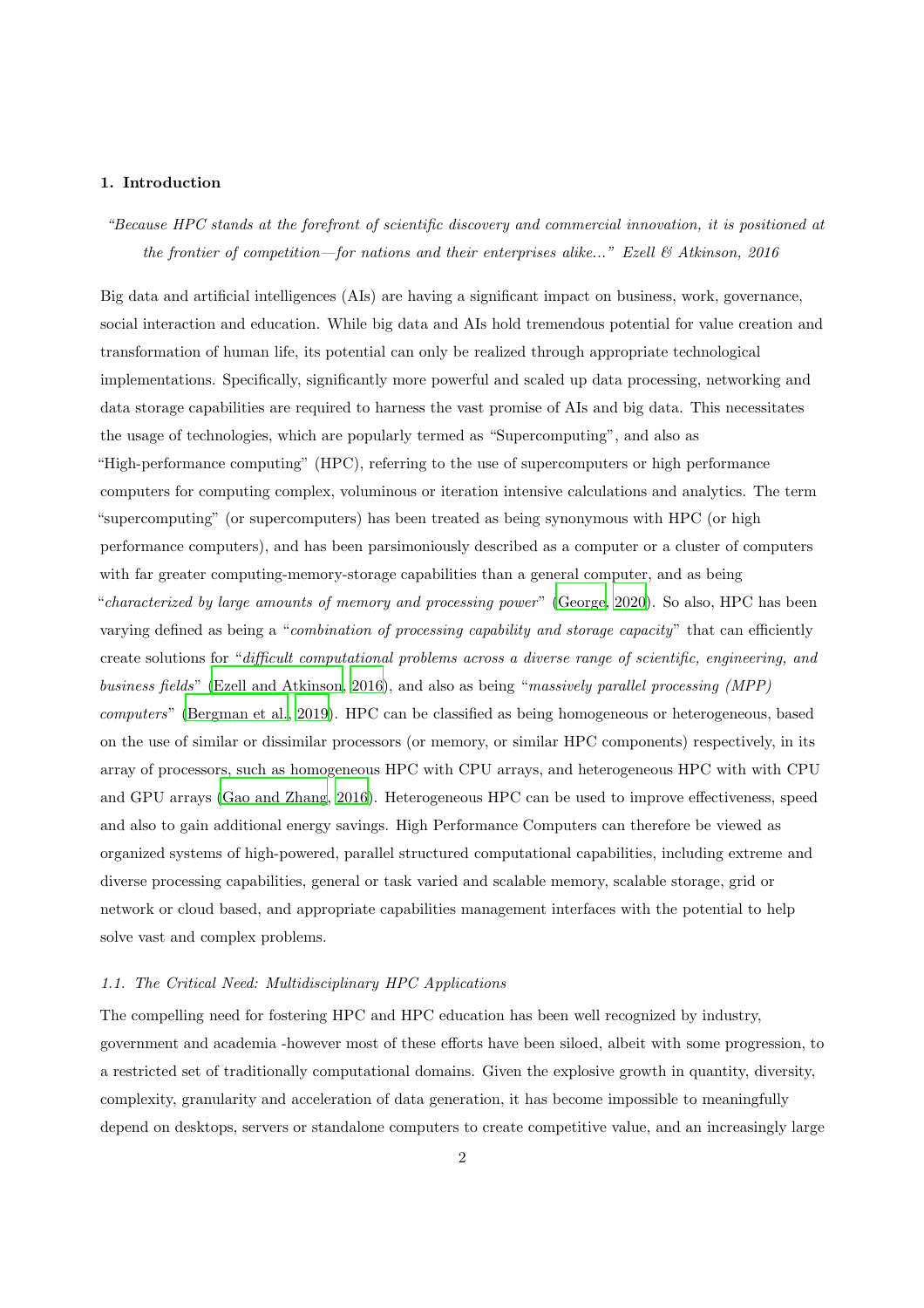## 1. Introduction

*"Because HPC stands at the forefront of scientific discovery and commercial innovation, it is positioned at the frontier of competition—for nations and their enterprises alike..." Ezell & Atkinson, 2016*

Big data and artificial intelligences (AIs) are having a significant impact on business, work, governance, social interaction and education. While big data and AIs hold tremendous potential for value creation and transformation of human life, its potential can only be realized through appropriate technological implementations. Specifically, significantly more powerful and scaled up data processing, networking and data storage capabilities are required to harness the vast promise of AIs and big data. This necessitates the usage of technologies, which are popularly termed as "Supercomputing", and also as "High-performance computing" (HPC), referring to the use of supercomputers or high performance computers for computing complex, voluminous or iteration intensive calculations and analytics. The term "supercomputing" (or supercomputers) has been treated as being synonymous with HPC (or high performance computers), and has been parsimoniously described as a computer or a cluster of computers with far greater computing-memory-storage capabilities than a general computer, and as being "*characterized by large amounts of memory and processing power*" (George, 2020). So also, HPC has been varying defined as being a "*combination of processing capability and storage capacity*" that can efficiently create solutions for "*difficult computational problems across a diverse range of scientific, engineering, and business fields*" (Ezell and Atkinson, 2016), and also as being "*massively parallel processing (MPP) computers*" (Bergman et al., 2019). HPC can be classified as being homogeneous or heterogeneous, based on the use of similar or dissimilar processors (or memory, or similar HPC components) respectively, in its array of processors, such as homogeneous HPC with CPU arrays, and heterogeneous HPC with with CPU and GPU arrays (Gao and Zhang, 2016). Heterogeneous HPC can be used to improve effectiveness, speed and also to gain additional energy savings. High Performance Computers can therefore be viewed as organized systems of high-powered, parallel structured computational capabilities, including extreme and diverse processing capabilities, general or task varied and scalable memory, scalable storage, grid or network or cloud based, and appropriate capabilities management interfaces with the potential to help solve vast and complex problems.

### 1.1. The Critical Need: Multidisciplinary HPC Applications

The compelling need for fostering HPC and HPC education has been well recognized by industry, government and academia -however most of these efforts have been siloed, albeit with some progression, to a restricted set of traditionally computational domains. Given the explosive growth in quantity, diversity, complexity, granularity and acceleration of data generation, it has become impossible to meaningfully depend on desktops, servers or standalone computers to create competitive value, and an increasingly large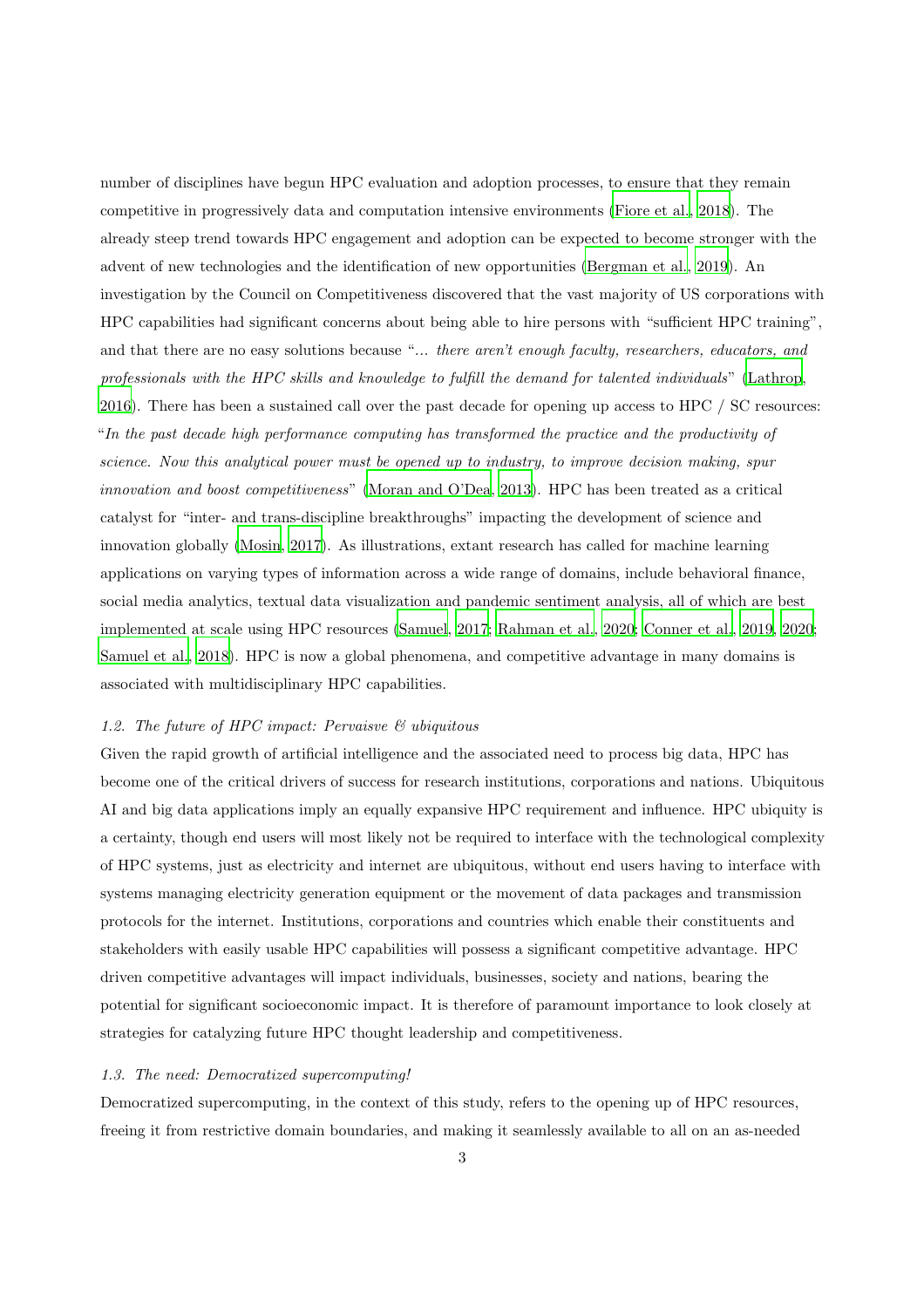number of disciplines have begun HPC evaluation and adoption processes, to ensure that they remain competitive in progressively data and computation intensive environments (Fiore et al., 2018). The already steep trend towards HPC engagement and adoption can be expected to become stronger with the advent of new technologies and the identification of new opportunities (Bergman et al., 2019). An investigation by the Council on Competitiveness discovered that the vast majority of US corporations with HPC capabilities had significant concerns about being able to hire persons with "sufficient HPC training", and that there are no easy solutions because "*... there aren't enough faculty, researchers, educators, and professionals with the HPC skills and knowledge to fulfill the demand for talented individuals*" (Lathrop, 2016). There has been a sustained call over the past decade for opening up access to HPC / SC resources: "*In the past decade high performance computing has transformed the practice and the productivity of science. Now this analytical power must be opened up to industry, to improve decision making, spur innovation and boost competitiveness*" (Moran and O'Dea, 2013). HPC has been treated as a critical catalyst for "inter- and trans-discipline breakthroughs" impacting the development of science and innovation globally (Mosin, 2017). As illustrations, extant research has called for machine learning applications on varying types of information across a wide range of domains, include behavioral finance, social media analytics, textual data visualization and pandemic sentiment analysis, all of which are best implemented at scale using HPC resources (Samuel, 2017; Rahman et al., 2020; Conner et al., 2019, 2020; Samuel et al., 2018). HPC is now a global phenomena, and competitive advantage in many domains is associated with multidisciplinary HPC capabilities.

### *1.2. The future of HPC impact: Pervaisve & ubiquitous*

Given the rapid growth of artificial intelligence and the associated need to process big data, HPC has become one of the critical drivers of success for research institutions, corporations and nations. Ubiquitous AI and big data applications imply an equally expansive HPC requirement and influence. HPC ubiquity is a certainty, though end users will most likely not be required to interface with the technological complexity of HPC systems, just as electricity and internet are ubiquitous, without end users having to interface with systems managing electricity generation equipment or the movement of data packages and transmission protocols for the internet. Institutions, corporations and countries which enable their constituents and stakeholders with easily usable HPC capabilities will possess a significant competitive advantage. HPC driven competitive advantages will impact individuals, businesses, society and nations, bearing the potential for significant socioeconomic impact. It is therefore of paramount importance to look closely at strategies for catalyzing future HPC thought leadership and competitiveness.

### *1.3. The need: Democratized supercomputing!*

Democratized supercomputing, in the context of this study, refers to the opening up of HPC resources, freeing it from restrictive domain boundaries, and making it seamlessly available to all on an as-needed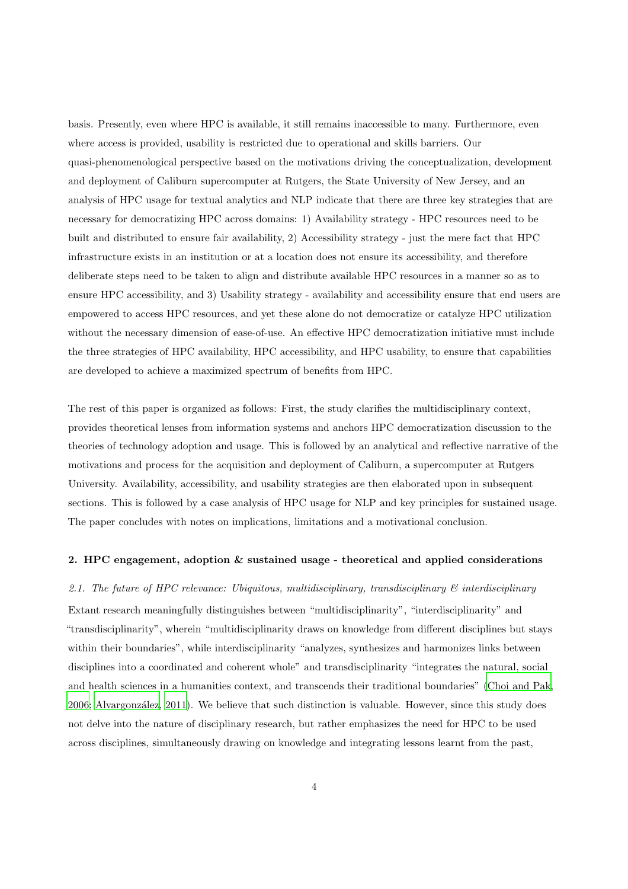basis. Presently, even where HPC is available, it still remains inaccessible to many. Furthermore, even where access is provided, usability is restricted due to operational and skills barriers. Our quasi-phenomenological perspective based on the motivations driving the conceptualization, development and deployment of Caliburn supercomputer at Rutgers, the State University of New Jersey, and an analysis of HPC usage for textual analytics and NLP indicate that there are three key strategies that are necessary for democratizing HPC across domains: 1) Availability strategy - HPC resources need to be built and distributed to ensure fair availability, 2) Accessibility strategy - just the mere fact that HPC infrastructure exists in an institution or at a location does not ensure its accessibility, and therefore deliberate steps need to be taken to align and distribute available HPC resources in a manner so as to ensure HPC accessibility, and 3) Usability strategy - availability and accessibility ensure that end users are empowered to access HPC resources, and yet these alone do not democratize or catalyze HPC utilization without the necessary dimension of ease-of-use. An effective HPC democratization initiative must include the three strategies of HPC availability, HPC accessibility, and HPC usability, to ensure that capabilities are developed to achieve a maximized spectrum of benefits from HPC.

The rest of this paper is organized as follows: First, the study clarifies the multidisciplinary context, provides theoretical lenses from information systems and anchors HPC democratization discussion to the theories of technology adoption and usage. This is followed by an analytical and reflective narrative of the motivations and process for the acquisition and deployment of Caliburn, a supercomputer at Rutgers University. Availability, accessibility, and usability strategies are then elaborated upon in subsequent sections. This is followed by a case analysis of HPC usage for NLP and key principles for sustained usage. The paper concludes with notes on implications, limitations and a motivational conclusion.

## 2. HPC engagement, adoption & sustained usage - theoretical and applied considerations

### *2.1. The future of HPC relevance: Ubiquitous, multidisciplinary, transdisciplinary & interdisciplinary*

Extant research meaningfully distinguishes between "multidisciplinarity", "interdisciplinarity" and "transdisciplinarity", wherein "multidisciplinarity draws on knowledge from different disciplines but stays within their boundaries", while interdisciplinarity "analyzes, synthesizes and harmonizes links between disciplines into a coordinated and coherent whole" and transdisciplinarity "integrates the natural, social and health sciences in a humanities context, and transcends their traditional boundaries" (Choi and Pak, 2006; Alvargonzález, 2011). We believe that such distinction is valuable. However, since this study does not delve into the nature of disciplinary research, but rather emphasizes the need for HPC to be used across disciplines, simultaneously drawing on knowledge and integrating lessons learnt from the past,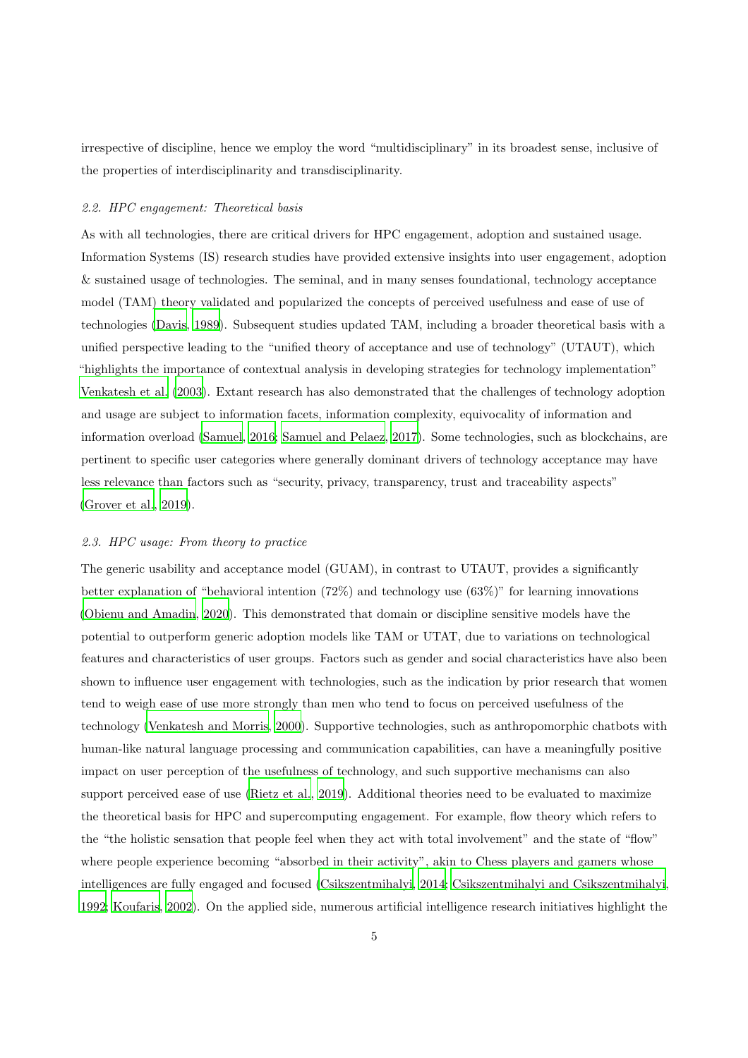irrespective of discipline, hence we employ the word "multidisciplinary" in its broadest sense, inclusive of the properties of interdisciplinarity and transdisciplinarity.

### *2.2. HPC engagement: Theoretical basis*

As with all technologies, there are critical drivers for HPC engagement, adoption and sustained usage. Information Systems (IS) research studies have provided extensive insights into user engagement, adoption & sustained usage of technologies. The seminal, and in many senses foundational, technology acceptance model (TAM) theory validated and popularized the concepts of perceived usefulness and ease of use of technologies (Davis, 1989). Subsequent studies updated TAM, including a broader theoretical basis with a unified perspective leading to the "unified theory of acceptance and use of technology" (UTAUT), which "highlights the importance of contextual analysis in developing strategies for technology implementation" Venkatesh et al. (2003). Extant research has also demonstrated that the challenges of technology adoption and usage are subject to information facets, information complexity, equivocality of information and information overload (Samuel, 2016; Samuel and Pelaez, 2017). Some technologies, such as blockchains, are pertinent to specific user categories where generally dominant drivers of technology acceptance may have less relevance than factors such as "security, privacy, transparency, trust and traceability aspects" (Grover et al., 2019).

### *2.3. HPC usage: From theory to practice*

The generic usability and acceptance model (GUAM), in contrast to UTAUT, provides a significantly better explanation of "behavioral intention (72%) and technology use (63%)" for learning innovations (Obienu and Amadin, 2020). This demonstrated that domain or discipline sensitive models have the potential to outperform generic adoption models like TAM or UTAT, due to variations on technological features and characteristics of user groups. Factors such as gender and social characteristics have also been shown to influence user engagement with technologies, such as the indication by prior research that women tend to weigh ease of use more strongly than men who tend to focus on perceived usefulness of the technology (Venkatesh and Morris, 2000). Supportive technologies, such as anthropomorphic chatbots with human-like natural language processing and communication capabilities, can have a meaningfully positive impact on user perception of the usefulness of technology, and such supportive mechanisms can also support perceived ease of use (Rietz et al., 2019). Additional theories need to be evaluated to maximize the theoretical basis for HPC and supercomputing engagement. For example, flow theory which refers to the "the holistic sensation that people feel when they act with total involvement" and the state of "flow" where people experience becoming "absorbed in their activity", akin to Chess players and gamers whose intelligences are fully engaged and focused (Csikszentmihalyi, 2014; Csikszentmihalyi and Csikszentmihalyi, 1992; Koufaris, 2002). On the applied side, numerous artificial intelligence research initiatives highlight the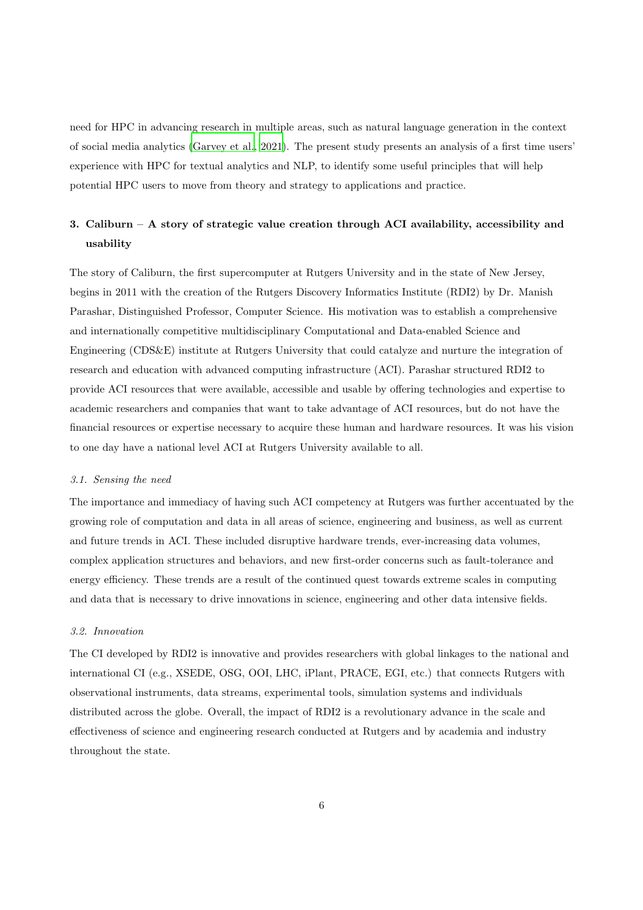need for HPC in advancing research in multiple areas, such as natural language generation in the context of social media analytics (Garvey et al., 2021). The present study presents an analysis of a first time users' experience with HPC for textual analytics and NLP, to identify some useful principles that will help potential HPC users to move from theory and strategy to applications and practice.

## 3. Caliburn – A story of strategic value creation through ACI availability, accessibility and usability

The story of Caliburn, the first supercomputer at Rutgers University and in the state of New Jersey, begins in 2011 with the creation of the Rutgers Discovery Informatics Institute (RDI2) by Dr. Manish Parashar, Distinguished Professor, Computer Science. His motivation was to establish a comprehensive and internationally competitive multidisciplinary Computational and Data-enabled Science and Engineering (CDS&E) institute at Rutgers University that could catalyze and nurture the integration of research and education with advanced computing infrastructure (ACI). Parashar structured RDI2 to provide ACI resources that were available, accessible and usable by offering technologies and expertise to academic researchers and companies that want to take advantage of ACI resources, but do not have the financial resources or expertise necessary to acquire these human and hardware resources. It was his vision to one day have a national level ACI at Rutgers University available to all.

### *3.1. Sensing the need*

The importance and immediacy of having such ACI competency at Rutgers was further accentuated by the growing role of computation and data in all areas of science, engineering and business, as well as current and future trends in ACI. These included disruptive hardware trends, ever-increasing data volumes, complex application structures and behaviors, and new first-order concerns such as fault-tolerance and energy efficiency. These trends are a result of the continued quest towards extreme scales in computing and data that is necessary to drive innovations in science, engineering and other data intensive fields.

### *3.2. Innovation*

The CI developed by RDI2 is innovative and provides researchers with global linkages to the national and international CI (e.g., XSEDE, OSG, OOI, LHC, iPlant, PRACE, EGI, etc.) that connects Rutgers with observational instruments, data streams, experimental tools, simulation systems and individuals distributed across the globe. Overall, the impact of RDI2 is a revolutionary advance in the scale and effectiveness of science and engineering research conducted at Rutgers and by academia and industry throughout the state.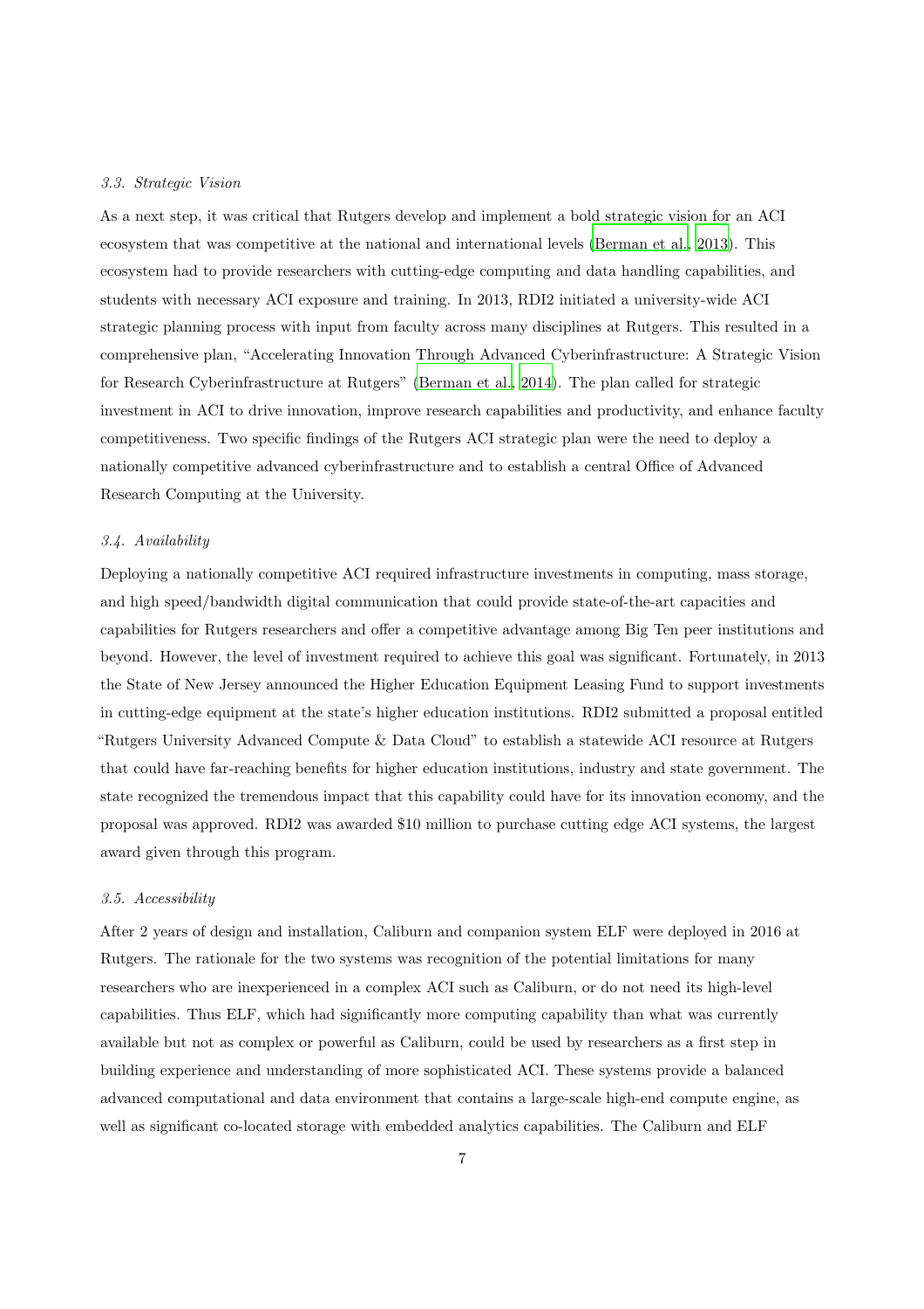### 3.3. Strategic Vision

As a next step, it was critical that Rutgers develop and implement a bold strategic vision for an ACI ecosystem that was competitive at the national and international levels (Berman et al., 2013). This ecosystem had to provide researchers with cutting-edge computing and data handling capabilities, and students with necessary ACI exposure and training. In 2013, RDI2 initiated a university-wide ACI strategic planning process with input from faculty across many disciplines at Rutgers. This resulted in a comprehensive plan, "Accelerating Innovation Through Advanced Cyberinfrastructure: A Strategic Vision for Research Cyberinfrastructure at Rutgers" (Berman et al., 2014). The plan called for strategic investment in ACI to drive innovation, improve research capabilities and productivity, and enhance faculty competitiveness. Two specific findings of the Rutgers ACI strategic plan were the need to deploy a nationally competitive advanced cyberinfrastructure and to establish a central Office of Advanced Research Computing at the University.

### 3.4. Availability

Deploying a nationally competitive ACI required infrastructure investments in computing, mass storage, and high speed/bandwidth digital communication that could provide state-of-the-art capacities and capabilities for Rutgers researchers and offer a competitive advantage among Big Ten peer institutions and beyond. However, the level of investment required to achieve this goal was significant. Fortunately, in 2013 the State of New Jersey announced the Higher Education Equipment Leasing Fund to support investments in cutting-edge equipment at the state's higher education institutions. RDI2 submitted a proposal entitled "Rutgers University Advanced Compute & Data Cloud" to establish a statewide ACI resource at Rutgers that could have far-reaching benefits for higher education institutions, industry and state government. The state recognized the tremendous impact that this capability could have for its innovation economy, and the proposal was approved. RDI2 was awarded $10 million to purchase cutting edge ACI systems, the largest award given through this program.

### 3.5. Accessibility

After 2 years of design and installation, Caliburn and companion system ELF were deployed in 2016 at Rutgers. The rationale for the two systems was recognition of the potential limitations for many researchers who are inexperienced in a complex ACI such as Caliburn, or do not need its high-level capabilities. Thus ELF, which had significantly more computing capability than what was currently available but not as complex or powerful as Caliburn, could be used by researchers as a first step in building experience and understanding of more sophisticated ACI. These systems provide a balanced advanced computational and data environment that contains a large-scale high-end compute engine, as well as significant co-located storage with embedded analytics capabilities. The Caliburn and ELF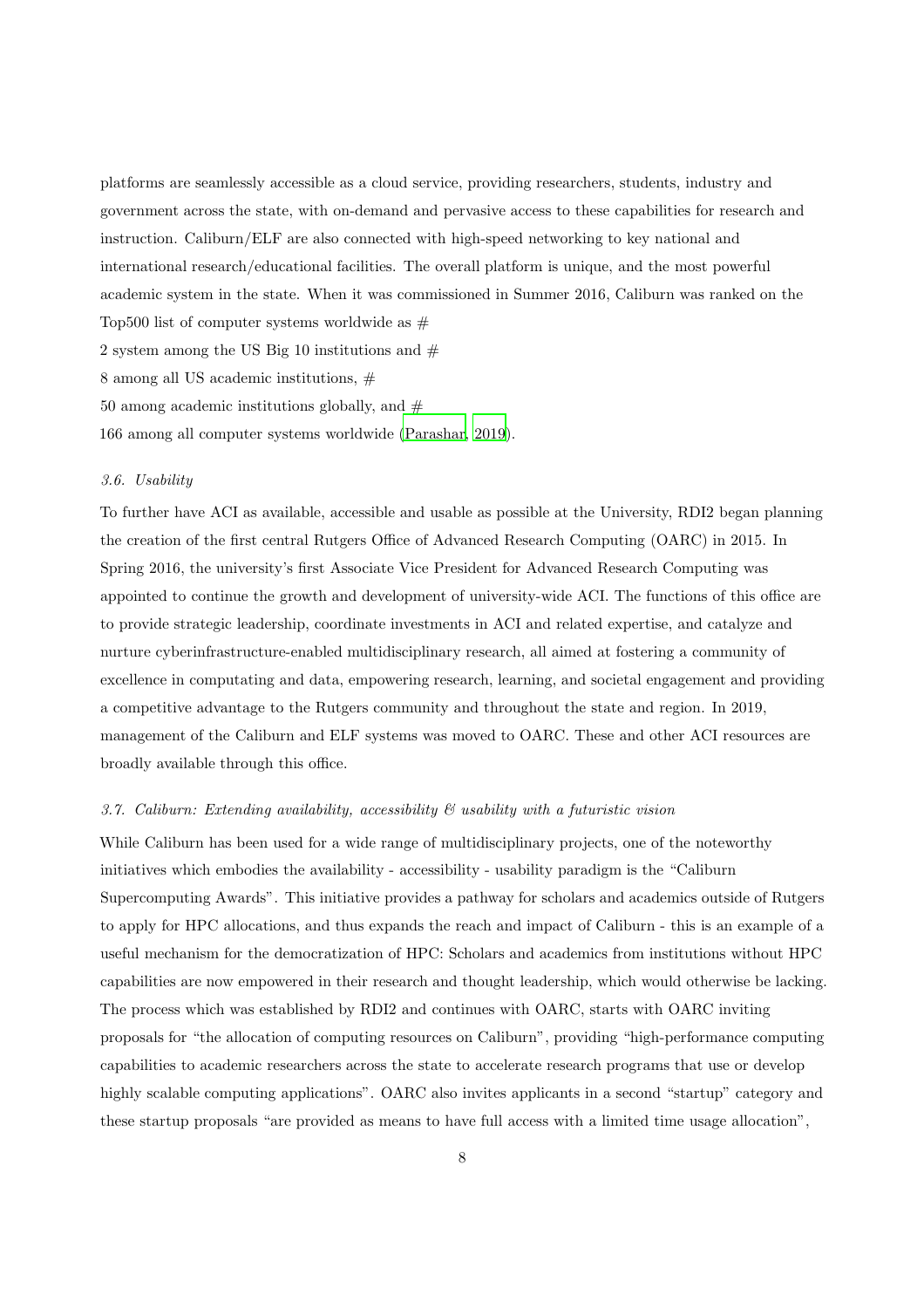platforms are seamlessly accessible as a cloud service, providing researchers, students, industry and government across the state, with on-demand and pervasive access to these capabilities for research and instruction. Caliburn/ELF are also connected with high-speed networking to key national and international research/educational facilities. The overall platform is unique, and the most powerful academic system in the state. When it was commissioned in Summer 2016, Caliburn was ranked on the Top500 list of computer systems worldwide as #
2 system among the US Big 10 institutions and #
8 among all US academic institutions, #
50 among academic institutions globally, and #
166 among all computer systems worldwide (Parashar, 2019).

### 3.6. Usability

To further have ACI as available, accessible and usable as possible at the University, RDI2 began planning the creation of the first central Rutgers Office of Advanced Research Computing (OARC) in 2015. In Spring 2016, the university's first Associate Vice President for Advanced Research Computing was appointed to continue the growth and development of university-wide ACI. The functions of this office are to provide strategic leadership, coordinate investments in ACI and related expertise, and catalyze and nurture cyberinfrastructure-enabled multidisciplinary research, all aimed at fostering a community of excellence in computating and data, empowering research, learning, and societal engagement and providing a competitive advantage to the Rutgers community and throughout the state and region. In 2019, management of the Caliburn and ELF systems was moved to OARC. These and other ACI resources are broadly available through this office.

### 3.7. Caliburn: Extending availability, accessibility & usability with a futuristic vision

While Caliburn has been used for a wide range of multidisciplinary projects, one of the noteworthy initiatives which embodies the availability - accessibility - usability paradigm is the "Caliburn Supercomputing Awards". This initiative provides a pathway for scholars and academics outside of Rutgers to apply for HPC allocations, and thus expands the reach and impact of Caliburn - this is an example of a useful mechanism for the democratization of HPC: Scholars and academics from institutions without HPC capabilities are now empowered in their research and thought leadership, which would otherwise be lacking. The process which was established by RDI2 and continues with OARC, starts with OARC inviting proposals for "the allocation of computing resources on Caliburn", providing "high-performance computing capabilities to academic researchers across the state to accelerate research programs that use or develop highly scalable computing applications". OARC also invites applicants in a second "startup" category and these startup proposals "are provided as means to have full access with a limited time usage allocation",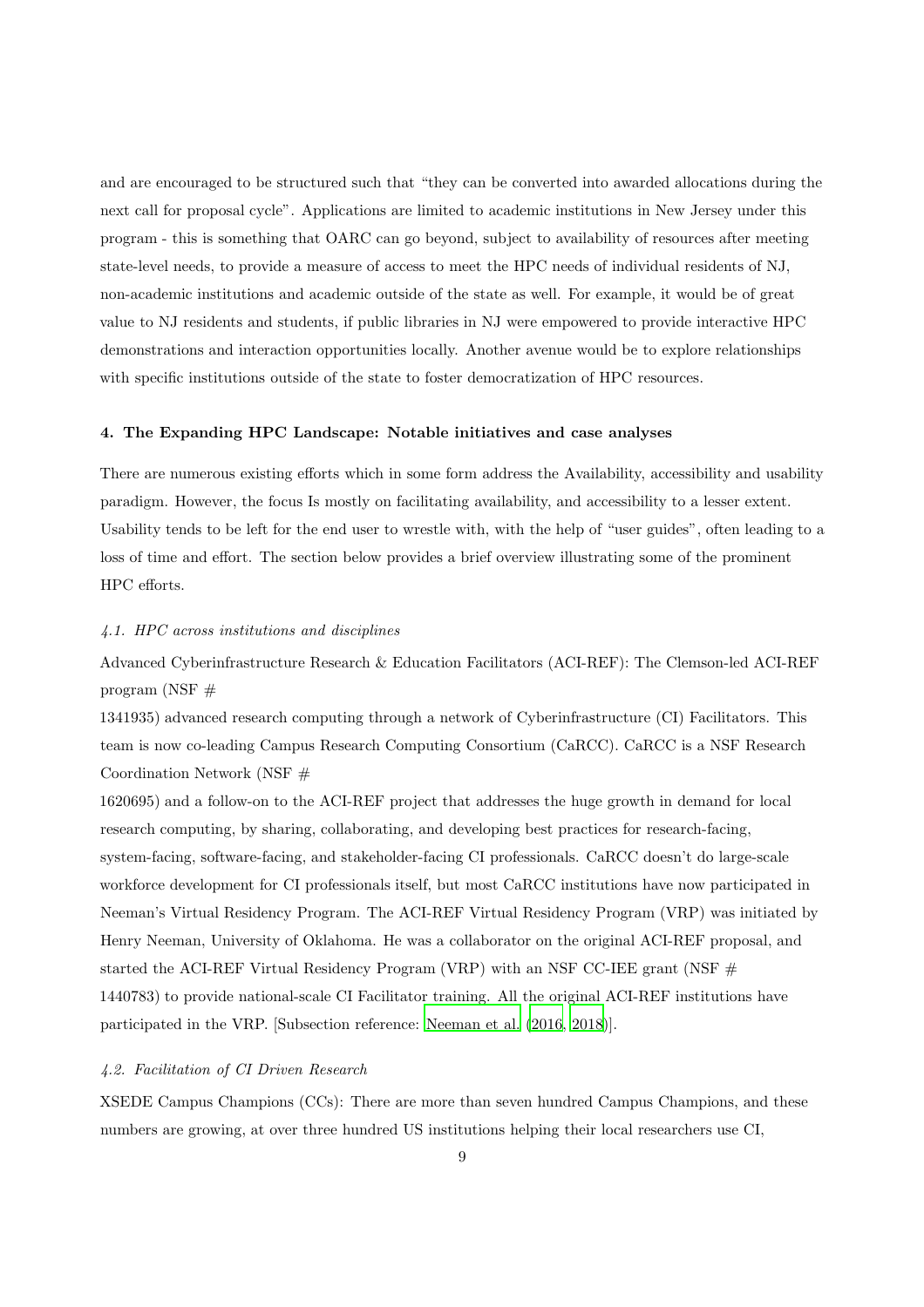and are encouraged to be structured such that "they can be converted into awarded allocations during the next call for proposal cycle". Applications are limited to academic institutions in New Jersey under this program - this is something that OARC can go beyond, subject to availability of resources after meeting state-level needs, to provide a measure of access to meet the HPC needs of individual residents of NJ, non-academic institutions and academic outside of the state as well. For example, it would be of great value to NJ residents and students, if public libraries in NJ were empowered to provide interactive HPC demonstrations and interaction opportunities locally. Another avenue would be to explore relationships with specific institutions outside of the state to foster democratization of HPC resources.

## 4. The Expanding HPC Landscape: Notable initiatives and case analyses

There are numerous existing efforts which in some form address the Availability, accessibility and usability paradigm. However, the focus Is mostly on facilitating availability, and accessibility to a lesser extent. Usability tends to be left for the end user to wrestle with, with the help of "user guides", often leading to a loss of time and effort. The section below provides a brief overview illustrating some of the prominent HPC efforts.

### *4.1. HPC across institutions and disciplines*

Advanced Cyberinfrastructure Research & Education Facilitators (ACI-REF): The Clemson-led ACI-REF program (NSF #
1341935) advanced research computing through a network of Cyberinfrastructure (CI) Facilitators. This team is now co-leading Campus Research Computing Consortium (CaRCC). CaRCC is a NSF Research Coordination Network (NSF #
1620695) and a follow-on to the ACI-REF project that addresses the huge growth in demand for local research computing, by sharing, collaborating, and developing best practices for research-facing, system-facing, software-facing, and stakeholder-facing CI professionals. CaRCC doesn't do large-scale workforce development for CI professionals itself, but most CaRCC institutions have now participated in Neeman's Virtual Residency Program. The ACI-REF Virtual Residency Program (VRP) was initiated by Henry Neeman, University of Oklahoma. He was a collaborator on the original ACI-REF proposal, and started the ACI-REF Virtual Residency Program (VRP) with an NSF CC-IEE grant (NSF #
1440783) to provide national-scale CI Facilitator training. All the original ACI-REF institutions have participated in the VRP. [Subsection reference: Neeman et al. (2016, 2018)].

### *4.2. Facilitation of CI Driven Research*

XSEDE Campus Champions (CCs): There are more than seven hundred Campus Champions, and these numbers are growing, at over three hundred US institutions helping their local researchers use CI,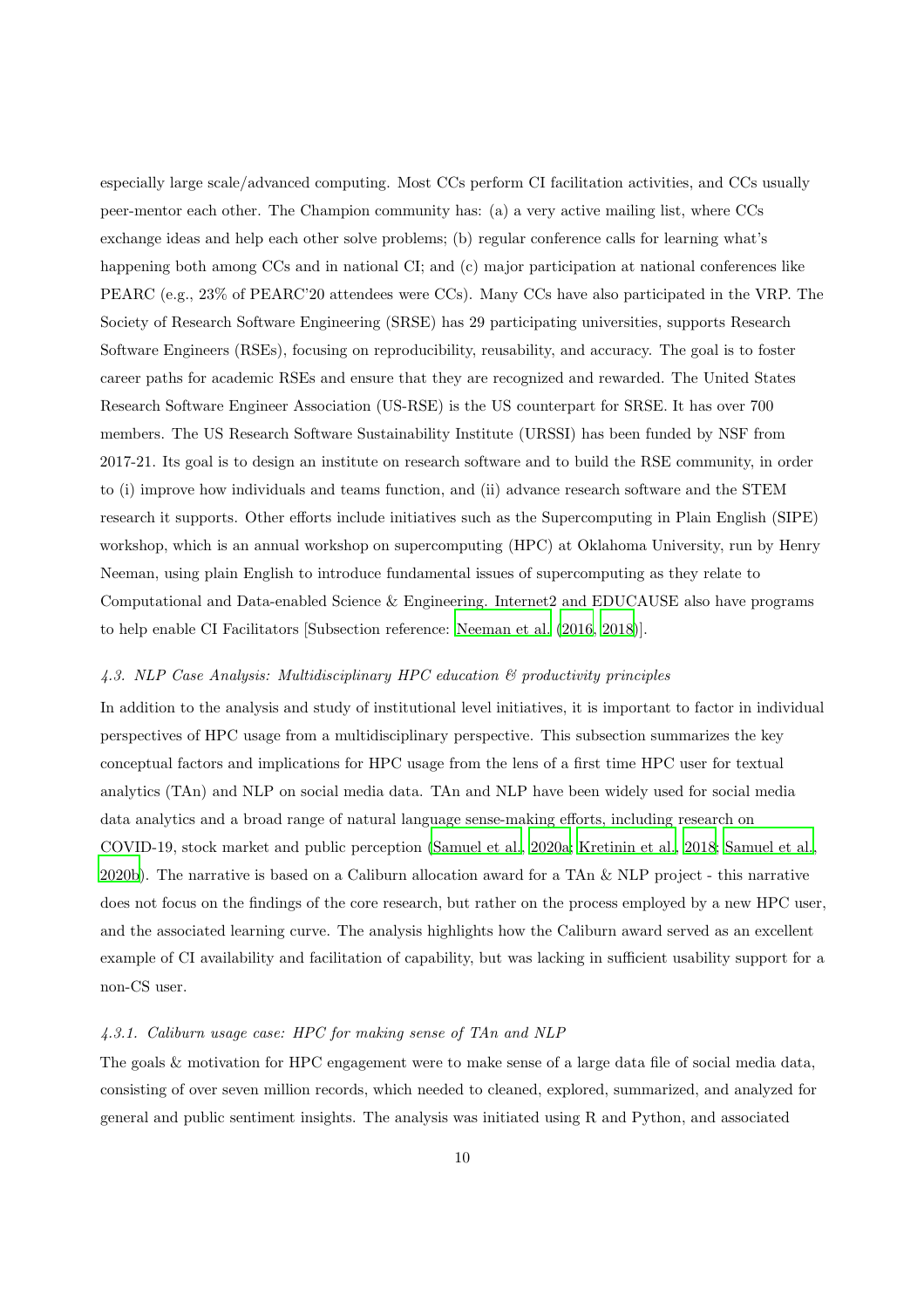especially large scale/advanced computing. Most CCs perform CI facilitation activities, and CCs usually peer-mentor each other. The Champion community has: (a) a very active mailing list, where CCs exchange ideas and help each other solve problems; (b) regular conference calls for learning what's happening both among CCs and in national CI; and (c) major participation at national conferences like PEARC (e.g., 23% of PEARC'20 attendees were CCs). Many CCs have also participated in the VRP. The Society of Research Software Engineering (SRSE) has 29 participating universities, supports Research Software Engineers (RSEs), focusing on reproducibility, reusability, and accuracy. The goal is to foster career paths for academic RSEs and ensure that they are recognized and rewarded. The United States Research Software Engineer Association (US-RSE) is the US counterpart for SRSE. It has over 700 members. The US Research Software Sustainability Institute (URSSI) has been funded by NSF from 2017-21. Its goal is to design an institute on research software and to build the RSE community, in order to (i) improve how individuals and teams function, and (ii) advance research software and the STEM research it supports. Other efforts include initiatives such as the Supercomputing in Plain English (SIPE) workshop, which is an annual workshop on supercomputing (HPC) at Oklahoma University, run by Henry Neeman, using plain English to introduce fundamental issues of supercomputing as they relate to Computational and Data-enabled Science & Engineering. Internet2 and EDUCAUSE also have programs to help enable CI Facilitators [Subsection reference: Neeman et al. (2016, 2018)].

#### *4.3. NLP Case Analysis: Multidisciplinary HPC education & productivity principles*

In addition to the analysis and study of institutional level initiatives, it is important to factor in individual perspectives of HPC usage from a multidisciplinary perspective. This subsection summarizes the key conceptual factors and implications for HPC usage from the lens of a first time HPC user for textual analytics (TAn) and NLP on social media data. TAn and NLP have been widely used for social media data analytics and a broad range of natural language sense-making efforts, including research on COVID-19, stock market and public perception (Samuel et al., 2020a; Kretinin et al., 2018; Samuel et al., 2020b). The narrative is based on a Caliburn allocation award for a TAn & NLP project - this narrative does not focus on the findings of the core research, but rather on the process employed by a new HPC user, and the associated learning curve. The analysis highlights how the Caliburn award served as an excellent example of CI availability and facilitation of capability, but was lacking in sufficient usability support for a non-CS user.

##### *4.3.1. Caliburn usage case: HPC for making sense of TAn and NLP*

The goals & motivation for HPC engagement were to make sense of a large data file of social media data, consisting of over seven million records, which needed to cleaned, explored, summarized, and analyzed for general and public sentiment insights. The analysis was initiated using R and Python, and associated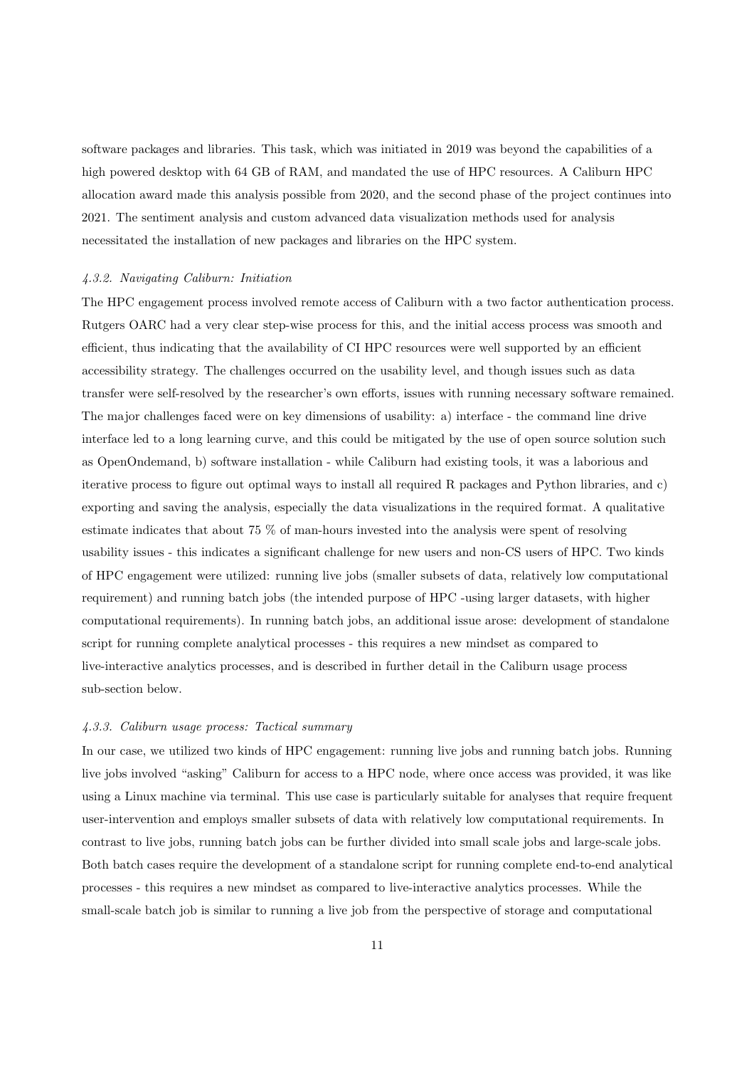software packages and libraries. This task, which was initiated in 2019 was beyond the capabilities of a high powered desktop with 64 GB of RAM, and mandated the use of HPC resources. A Caliburn HPC allocation award made this analysis possible from 2020, and the second phase of the project continues into 2021. The sentiment analysis and custom advanced data visualization methods used for analysis necessitated the installation of new packages and libraries on the HPC system.

#### *4.3.2. Navigating Caliburn: Initiation*

The HPC engagement process involved remote access of Caliburn with a two factor authentication process. Rutgers OARC had a very clear step-wise process for this, and the initial access process was smooth and efficient, thus indicating that the availability of CI HPC resources were well supported by an efficient accessibility strategy. The challenges occurred on the usability level, and though issues such as data transfer were self-resolved by the researcher's own efforts, issues with running necessary software remained. The major challenges faced were on key dimensions of usability: a) interface - the command line drive interface led to a long learning curve, and this could be mitigated by the use of open source solution such as OpenOndemand, b) software installation - while Caliburn had existing tools, it was a laborious and iterative process to figure out optimal ways to install all required R packages and Python libraries, and c) exporting and saving the analysis, especially the data visualizations in the required format. A qualitative estimate indicates that about 75 % of man-hours invested into the analysis were spent of resolving usability issues - this indicates a significant challenge for new users and non-CS users of HPC. Two kinds of HPC engagement were utilized: running live jobs (smaller subsets of data, relatively low computational requirement) and running batch jobs (the intended purpose of HPC -using larger datasets, with higher computational requirements). In running batch jobs, an additional issue arose: development of standalone script for running complete analytical processes - this requires a new mindset as compared to live-interactive analytics processes, and is described in further detail in the Caliburn usage process sub-section below.

#### *4.3.3. Caliburn usage process: Tactical summary*

In our case, we utilized two kinds of HPC engagement: running live jobs and running batch jobs. Running live jobs involved "asking" Caliburn for access to a HPC node, where once access was provided, it was like using a Linux machine via terminal. This use case is particularly suitable for analyses that require frequent user-intervention and employs smaller subsets of data with relatively low computational requirements. In contrast to live jobs, running batch jobs can be further divided into small scale jobs and large-scale jobs. Both batch cases require the development of a standalone script for running complete end-to-end analytical processes - this requires a new mindset as compared to live-interactive analytics processes. While the small-scale batch job is similar to running a live job from the perspective of storage and computational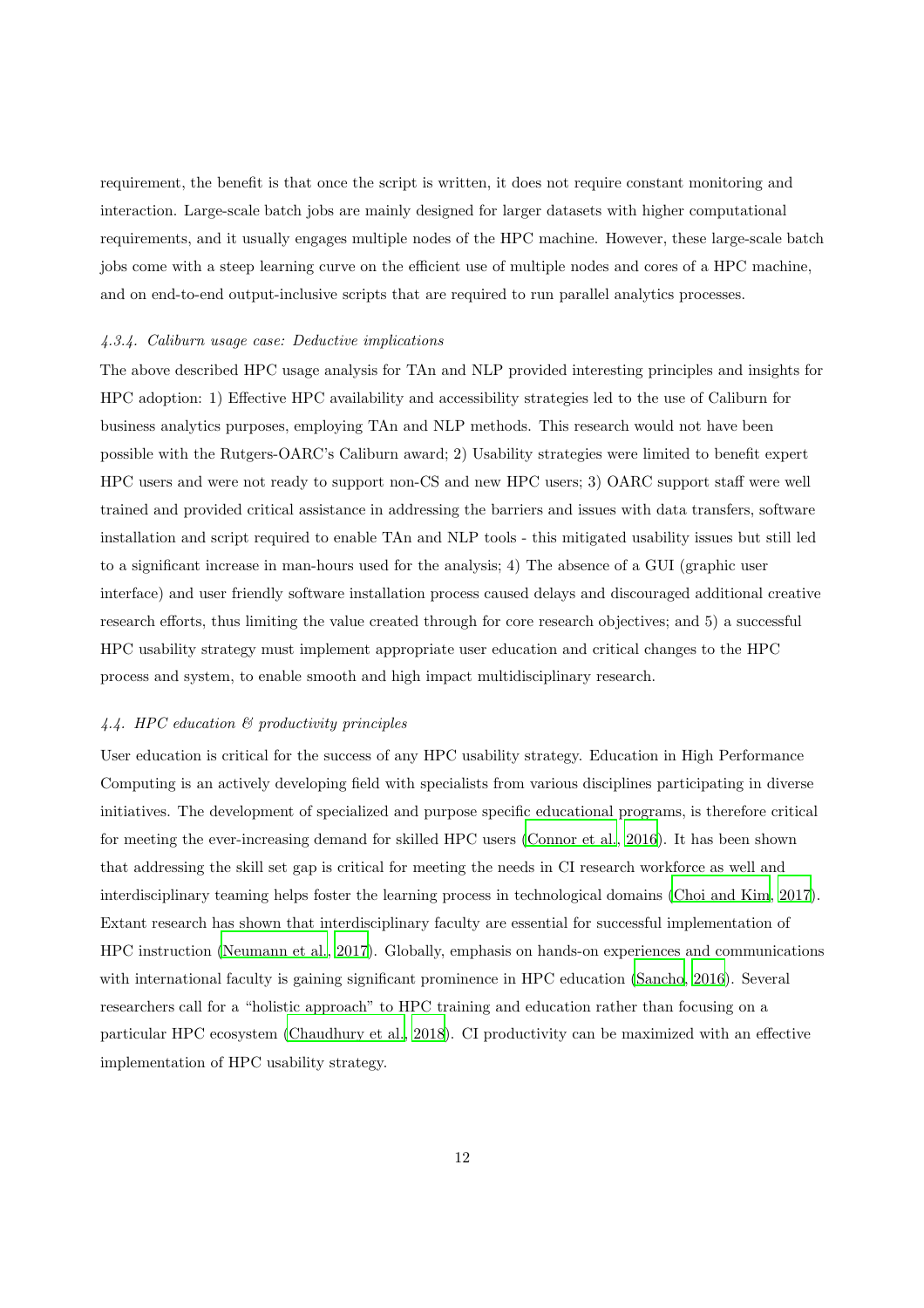requirement, the benefit is that once the script is written, it does not require constant monitoring and interaction. Large-scale batch jobs are mainly designed for larger datasets with higher computational requirements, and it usually engages multiple nodes of the HPC machine. However, these large-scale batch jobs come with a steep learning curve on the efficient use of multiple nodes and cores of a HPC machine, and on end-to-end output-inclusive scripts that are required to run parallel analytics processes.

#### *4.3.4. Caliburn usage case: Deductive implications*

The above described HPC usage analysis for TAn and NLP provided interesting principles and insights for HPC adoption: 1) Effective HPC availability and accessibility strategies led to the use of Caliburn for business analytics purposes, employing TAn and NLP methods. This research would not have been possible with the Rutgers-OARC's Caliburn award; 2) Usability strategies were limited to benefit expert HPC users and were not ready to support non-CS and new HPC users; 3) OARC support staff were well trained and provided critical assistance in addressing the barriers and issues with data transfers, software installation and script required to enable TAn and NLP tools - this mitigated usability issues but still led to a significant increase in man-hours used for the analysis; 4) The absence of a GUI (graphic user interface) and user friendly software installation process caused delays and discouraged additional creative research efforts, thus limiting the value created through for core research objectives; and 5) a successful HPC usability strategy must implement appropriate user education and critical changes to the HPC process and system, to enable smooth and high impact multidisciplinary research.

### *4.4. HPC education & productivity principles*

User education is critical for the success of any HPC usability strategy. Education in High Performance Computing is an actively developing field with specialists from various disciplines participating in diverse initiatives. The development of specialized and purpose specific educational programs, is therefore critical for meeting the ever-increasing demand for skilled HPC users (Connor et al., 2016). It has been shown that addressing the skill set gap is critical for meeting the needs in CI research workforce as well and interdisciplinary teaming helps foster the learning process in technological domains (Choi and Kim, 2017). Extant research has shown that interdisciplinary faculty are essential for successful implementation of HPC instruction (Neumann et al., 2017). Globally, emphasis on hands-on experiences and communications with international faculty is gaining significant prominence in HPC education (Sancho, 2016). Several researchers call for a "holistic approach" to HPC training and education rather than focusing on a particular HPC ecosystem (Chaudhury et al., 2018). CI productivity can be maximized with an effective implementation of HPC usability strategy.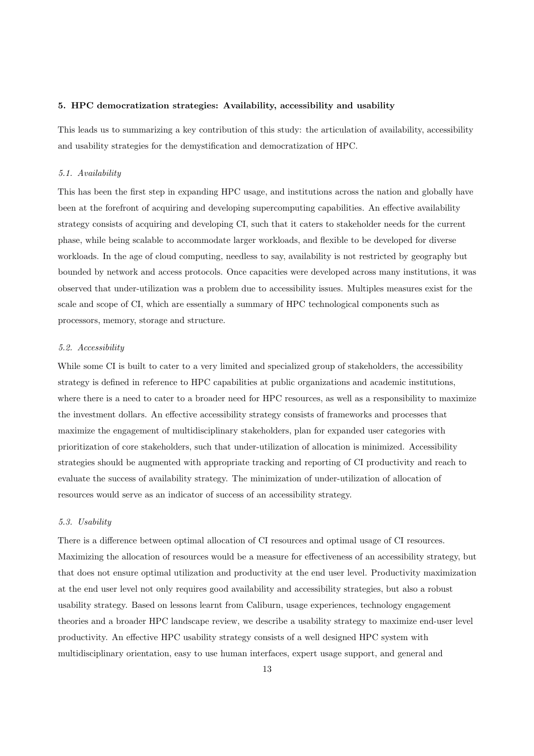## 5. HPC democratization strategies: Availability, accessibility and usability

This leads us to summarizing a key contribution of this study: the articulation of availability, accessibility and usability strategies for the demystification and democratization of HPC.

### *5.1. Availability*

This has been the first step in expanding HPC usage, and institutions across the nation and globally have been at the forefront of acquiring and developing supercomputing capabilities. An effective availability strategy consists of acquiring and developing CI, such that it caters to stakeholder needs for the current phase, while being scalable to accommodate larger workloads, and flexible to be developed for diverse workloads. In the age of cloud computing, needless to say, availability is not restricted by geography but bounded by network and access protocols. Once capacities were developed across many institutions, it was observed that under-utilization was a problem due to accessibility issues. Multiples measures exist for the scale and scope of CI, which are essentially a summary of HPC technological components such as processors, memory, storage and structure.

### *5.2. Accessibility*

While some CI is built to cater to a very limited and specialized group of stakeholders, the accessibility strategy is defined in reference to HPC capabilities at public organizations and academic institutions, where there is a need to cater to a broader need for HPC resources, as well as a responsibility to maximize the investment dollars. An effective accessibility strategy consists of frameworks and processes that maximize the engagement of multidisciplinary stakeholders, plan for expanded user categories with prioritization of core stakeholders, such that under-utilization of allocation is minimized. Accessibility strategies should be augmented with appropriate tracking and reporting of CI productivity and reach to evaluate the success of availability strategy. The minimization of under-utilization of allocation of resources would serve as an indicator of success of an accessibility strategy.

### *5.3. Usability*

There is a difference between optimal allocation of CI resources and optimal usage of CI resources. Maximizing the allocation of resources would be a measure for effectiveness of an accessibility strategy, but that does not ensure optimal utilization and productivity at the end user level. Productivity maximization at the end user level not only requires good availability and accessibility strategies, but also a robust usability strategy. Based on lessons learnt from Caliburn, usage experiences, technology engagement theories and a broader HPC landscape review, we describe a usability strategy to maximize end-user level productivity. An effective HPC usability strategy consists of a well designed HPC system with multidisciplinary orientation, easy to use human interfaces, expert usage support, and general and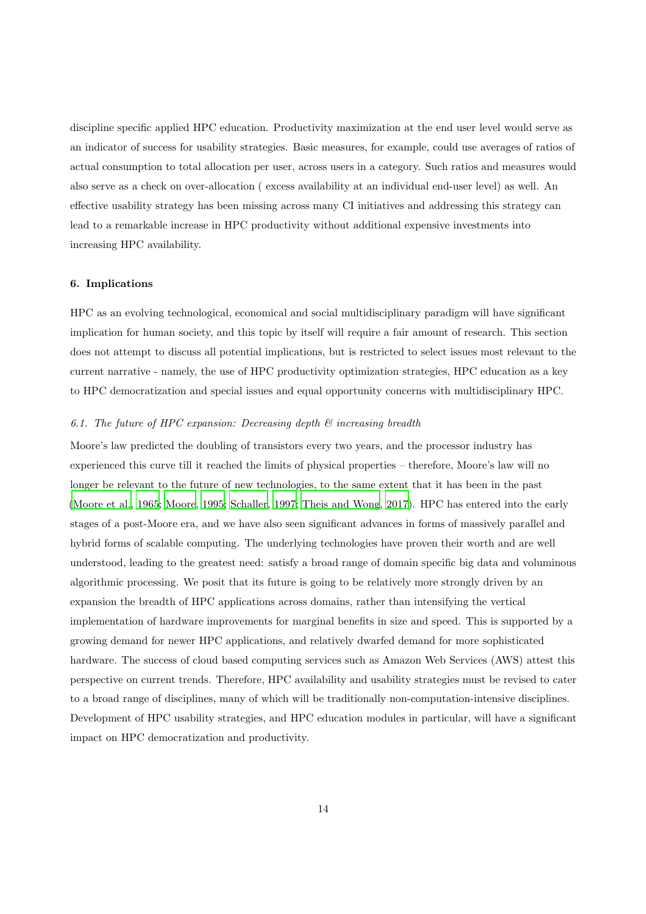discipline specific applied HPC education. Productivity maximization at the end user level would serve as an indicator of success for usability strategies. Basic measures, for example, could use averages of ratios of actual consumption to total allocation per user, across users in a category. Such ratios and measures would also serve as a check on over-allocation ( excess availability at an individual end-user level) as well. An effective usability strategy has been missing across many CI initiatives and addressing this strategy can lead to a remarkable increase in HPC productivity without additional expensive investments into increasing HPC availability.

## 6. Implications

HPC as an evolving technological, economical and social multidisciplinary paradigm will have significant implication for human society, and this topic by itself will require a fair amount of research. This section does not attempt to discuss all potential implications, but is restricted to select issues most relevant to the current narrative - namely, the use of HPC productivity optimization strategies, HPC education as a key to HPC democratization and special issues and equal opportunity concerns with multidisciplinary HPC.

### *6.1. The future of HPC expansion: Decreasing depth & increasing breadth*

Moore's law predicted the doubling of transistors every two years, and the processor industry has experienced this curve till it reached the limits of physical properties – therefore, Moore's law will no longer be relevant to the future of new technologies, to the same extent that it has been in the past (Moore et al., 1965; Moore, 1995; Schaller, 1997; Theis and Wong, 2017). HPC has entered into the early stages of a post-Moore era, and we have also seen significant advances in forms of massively parallel and hybrid forms of scalable computing. The underlying technologies have proven their worth and are well understood, leading to the greatest need: satisfy a broad range of domain specific big data and voluminous algorithmic processing. We posit that its future is going to be relatively more strongly driven by an expansion the breadth of HPC applications across domains, rather than intensifying the vertical implementation of hardware improvements for marginal benefits in size and speed. This is supported by a growing demand for newer HPC applications, and relatively dwarfed demand for more sophisticated hardware. The success of cloud based computing services such as Amazon Web Services (AWS) attest this perspective on current trends. Therefore, HPC availability and usability strategies must be revised to cater to a broad range of disciplines, many of which will be traditionally non-computation-intensive disciplines. Development of HPC usability strategies, and HPC education modules in particular, will have a significant impact on HPC democratization and productivity.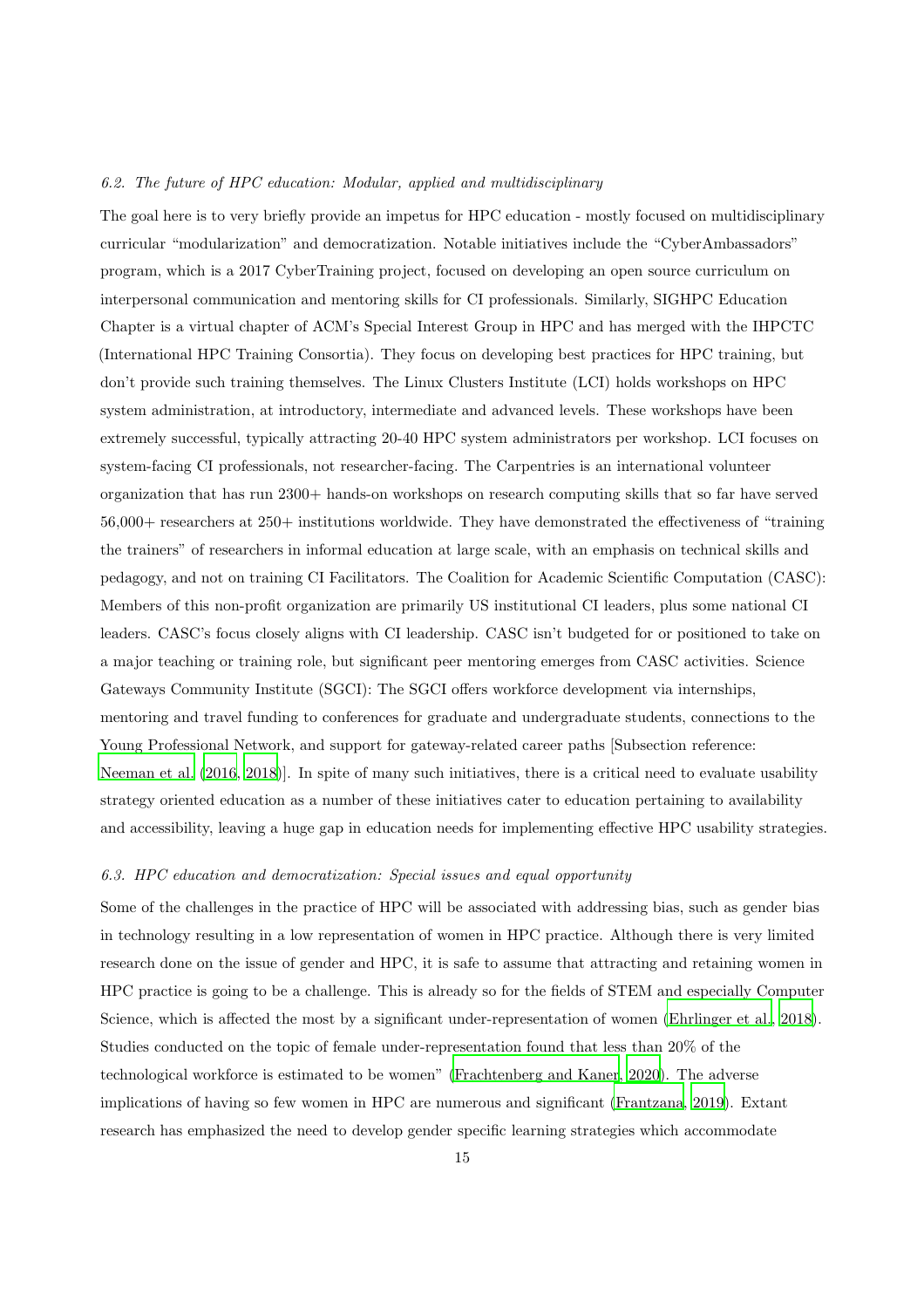### *6.2. The future of HPC education: Modular, applied and multidisciplinary*

The goal here is to very briefly provide an impetus for HPC education - mostly focused on multidisciplinary curricular "modularization" and democratization. Notable initiatives include the "CyberAmbassadors" program, which is a 2017 CyberTraining project, focused on developing an open source curriculum on interpersonal communication and mentoring skills for CI professionals. Similarly, SIGHPC Education Chapter is a virtual chapter of ACM's Special Interest Group in HPC and has merged with the IHPCTC (International HPC Training Consortia). They focus on developing best practices for HPC training, but don't provide such training themselves. The Linux Clusters Institute (LCI) holds workshops on HPC system administration, at introductory, intermediate and advanced levels. These workshops have been extremely successful, typically attracting 20-40 HPC system administrators per workshop. LCI focuses on system-facing CI professionals, not researcher-facing. The Carpentries is an international volunteer organization that has run 2300+ hands-on workshops on research computing skills that so far have served 56,000+ researchers at 250+ institutions worldwide. They have demonstrated the effectiveness of "training the trainers" of researchers in informal education at large scale, with an emphasis on technical skills and pedagogy, and not on training CI Facilitators. The Coalition for Academic Scientific Computation (CASC): Members of this non-profit organization are primarily US institutional CI leaders, plus some national CI leaders. CASC's focus closely aligns with CI leadership. CASC isn't budgeted for or positioned to take on a major teaching or training role, but significant peer mentoring emerges from CASC activities. Science Gateways Community Institute (SGCI): The SGCI offers workforce development via internships, mentoring and travel funding to conferences for graduate and undergraduate students, connections to the Young Professional Network, and support for gateway-related career paths [Subsection reference: Neeman et al. (2016, 2018)]. In spite of many such initiatives, there is a critical need to evaluate usability strategy oriented education as a number of these initiatives cater to education pertaining to availability and accessibility, leaving a huge gap in education needs for implementing effective HPC usability strategies.

### *6.3. HPC education and democratization: Special issues and equal opportunity*

Some of the challenges in the practice of HPC will be associated with addressing bias, such as gender bias in technology resulting in a low representation of women in HPC practice. Although there is very limited research done on the issue of gender and HPC, it is safe to assume that attracting and retaining women in HPC practice is going to be a challenge. This is already so for the fields of STEM and especially Computer Science, which is affected the most by a significant under-representation of women (Ehrlinger et al., 2018). Studies conducted on the topic of female under-representation found that less than 20% of the technological workforce is estimated to be women" (Frachtenberg and Kaner, 2020). The adverse implications of having so few women in HPC are numerous and significant (Frantzana, 2019). Extant research has emphasized the need to develop gender specific learning strategies which accommodate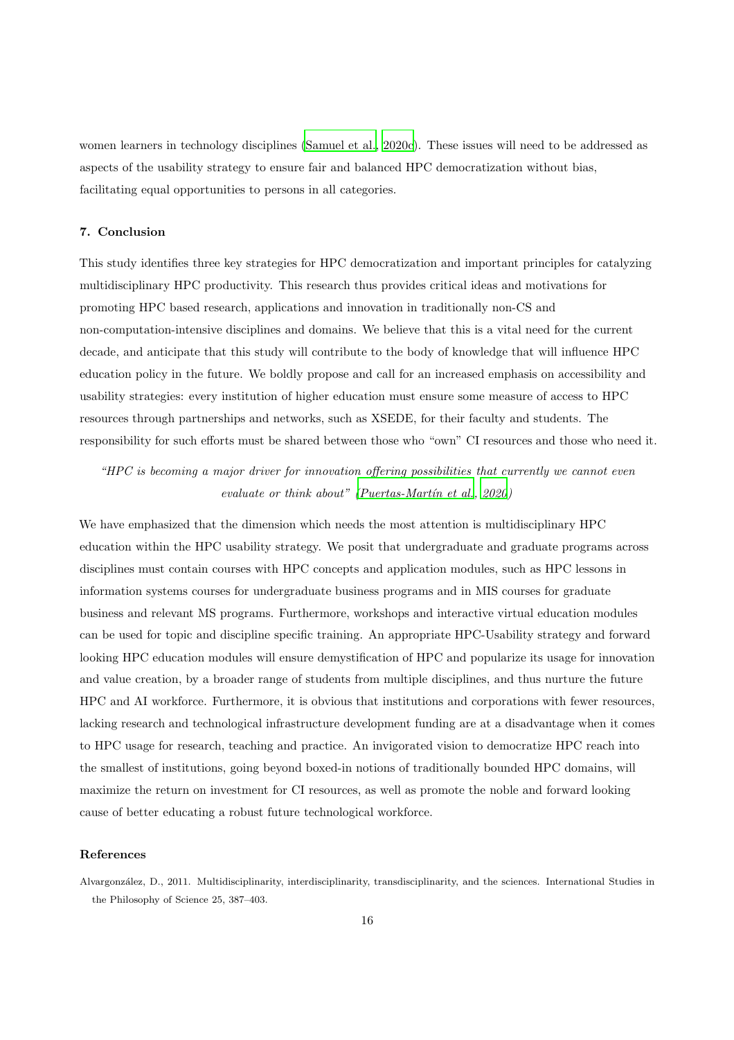women learners in technology disciplines (Samuel et al., 2020c). These issues will need to be addressed as aspects of the usability strategy to ensure fair and balanced HPC democratization without bias, facilitating equal opportunities to persons in all categories.

## 7. Conclusion

This study identifies three key strategies for HPC democratization and important principles for catalyzing multidisciplinary HPC productivity. This research thus provides critical ideas and motivations for promoting HPC based research, applications and innovation in traditionally non-CS and non-computation-intensive disciplines and domains. We believe that this is a vital need for the current decade, and anticipate that this study will contribute to the body of knowledge that will influence HPC education policy in the future. We boldly propose and call for an increased emphasis on accessibility and usability strategies: every institution of higher education must ensure some measure of access to HPC resources through partnerships and networks, such as XSEDE, for their faculty and students. The responsibility for such efforts must be shared between those who "own" CI resources and those who need it.

> *"HPC is becoming a major driver for innovation offering possibilities that currently we cannot even evaluate or think about" (Puertas-Martín et al., 2020)*

We have emphasized that the dimension which needs the most attention is multidisciplinary HPC education within the HPC usability strategy. We posit that undergraduate and graduate programs across disciplines must contain courses with HPC concepts and application modules, such as HPC lessons in information systems courses for undergraduate business programs and in MIS courses for graduate business and relevant MS programs. Furthermore, workshops and interactive virtual education modules can be used for topic and discipline specific training. An appropriate HPC-Usability strategy and forward looking HPC education modules will ensure demystification of HPC and popularize its usage for innovation and value creation, by a broader range of students from multiple disciplines, and thus nurture the future HPC and AI workforce. Furthermore, it is obvious that institutions and corporations with fewer resources, lacking research and technological infrastructure development funding are at a disadvantage when it comes to HPC usage for research, teaching and practice. An invigorated vision to democratize HPC reach into the smallest of institutions, going beyond boxed-in notions of traditionally bounded HPC domains, will maximize the return on investment for CI resources, as well as promote the noble and forward looking cause of better educating a robust future technological workforce.

## References

Alvargonzález, D., 2011. Multidisciplinarity, interdisciplinarity, transdisciplinarity, and the sciences. International Studies in the Philosophy of Science 25, 387–403.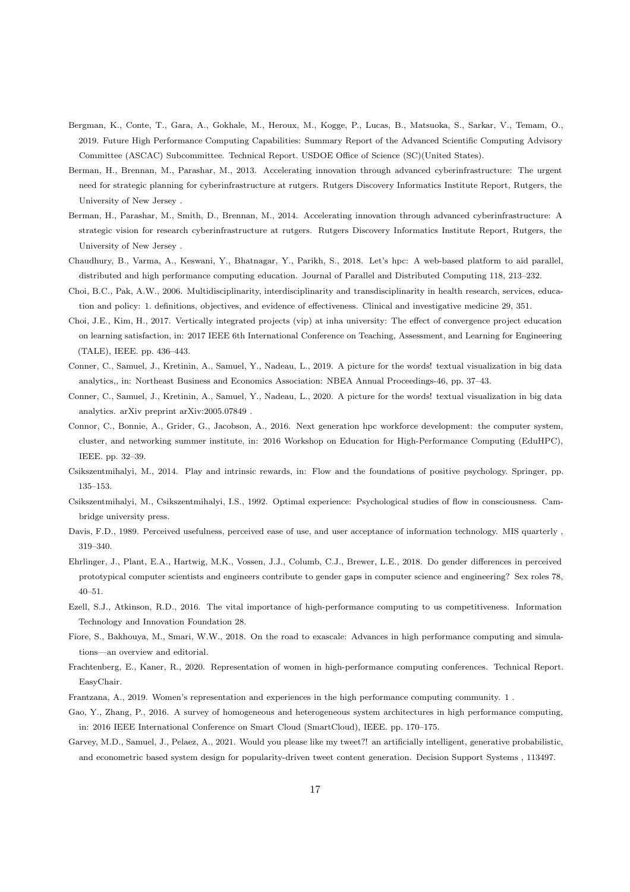Bergman, K., Conte, T., Gara, A., Gokhale, M., Heroux, M., Kogge, P., Lucas, B., Matsuoka, S., Sarkar, V., Temam, O., 2019. Future High Performance Computing Capabilities: Summary Report of the Advanced Scientific Computing Advisory Committee (ASCAC) Subcommittee. Technical Report. USDOE Office of Science (SC)(United States).

Berman, H., Brennan, M., Parashar, M., 2013. Accelerating innovation through advanced cyberinfrastructure: The urgent need for strategic planning for cyberinfrastructure at rutgers. Rutgers Discovery Informatics Institute Report, Rutgers, the University of New Jersey .

Berman, H., Parashar, M., Smith, D., Brennan, M., 2014. Accelerating innovation through advanced cyberinfrastructure: A strategic vision for research cyberinfrastructure at rutgers. Rutgers Discovery Informatics Institute Report, Rutgers, the University of New Jersey .

Chaudhury, B., Varma, A., Keswani, Y., Bhatnagar, Y., Parikh, S., 2018. Let's hpc: A web-based platform to aid parallel, distributed and high performance computing education. Journal of Parallel and Distributed Computing 118, 213–232.

Choi, B.C., Pak, A.W., 2006. Multidisciplinarity, interdisciplinarity and transdisciplinarity in health research, services, education and policy: 1. definitions, objectives, and evidence of effectiveness. Clinical and investigative medicine 29, 351.

Choi, J.E., Kim, H., 2017. Vertically integrated projects (vip) at inha university: The effect of convergence project education on learning satisfaction, in: 2017 IEEE 6th International Conference on Teaching, Assessment, and Learning for Engineering (TALE), IEEE. pp. 436–443.

Conner, C., Samuel, J., Kretinin, A., Samuel, Y., Nadeau, L., 2019. A picture for the words! textual visualization in big data analytics,, in: Northeast Business and Economics Association: NBEA Annual Proceedings-46, pp. 37–43.

Conner, C., Samuel, J., Kretinin, A., Samuel, Y., Nadeau, L., 2020. A picture for the words! textual visualization in big data analytics. arXiv preprint arXiv:2005.07849 .

Connor, C., Bonnie, A., Grider, G., Jacobson, A., 2016. Next generation hpc workforce development: the computer system, cluster, and networking summer institute, in: 2016 Workshop on Education for High-Performance Computing (EduHPC), IEEE. pp. 32–39.

Csikszentmihalyi, M., 2014. Play and intrinsic rewards, in: Flow and the foundations of positive psychology. Springer, pp. 135–153.

Csikszentmihalyi, M., Csikszentmihalyi, I.S., 1992. Optimal experience: Psychological studies of flow in consciousness. Cambridge university press.

Davis, F.D., 1989. Perceived usefulness, perceived ease of use, and user acceptance of information technology. MIS quarterly , 319–340.

Ehrlinger, J., Plant, E.A., Hartwig, M.K., Vossen, J.J., Columb, C.J., Brewer, L.E., 2018. Do gender differences in perceived prototypical computer scientists and engineers contribute to gender gaps in computer science and engineering? Sex roles 78, 40–51.

Ezell, S.J., Atkinson, R.D., 2016. The vital importance of high-performance computing to us competitiveness. Information Technology and Innovation Foundation 28.

Fiore, S., Bakhouya, M., Smari, W.W., 2018. On the road to exascale: Advances in high performance computing and simulations—an overview and editorial.

Frachtenberg, E., Kaner, R., 2020. Representation of women in high-performance computing conferences. Technical Report. EasyChair.

Frantzana, A., 2019. Women's representation and experiences in the high performance computing community. 1 .

Gao, Y., Zhang, P., 2016. A survey of homogeneous and heterogeneous system architectures in high performance computing, in: 2016 IEEE International Conference on Smart Cloud (SmartCloud), IEEE. pp. 170–175.

Garvey, M.D., Samuel, J., Pelaez, A., 2021. Would you please like my tweet?! an artificially intelligent, generative probabilistic, and econometric based system design for popularity-driven tweet content generation. Decision Support Systems , 113497.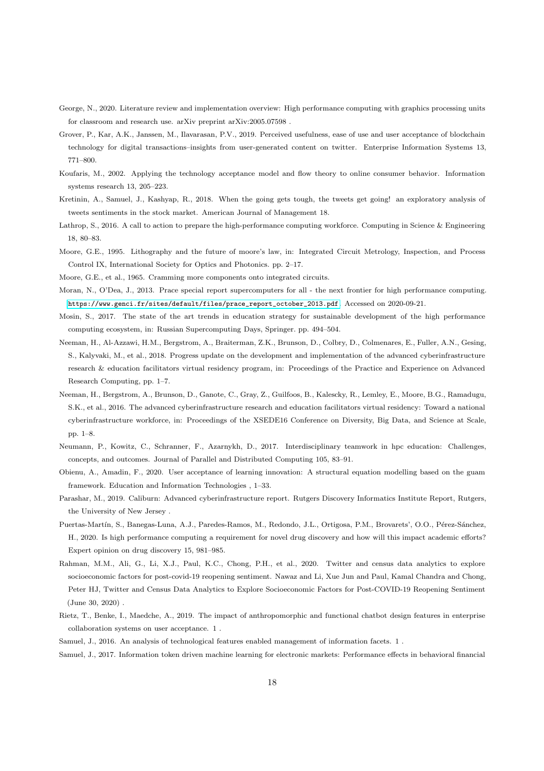George, N., 2020. Literature review and implementation overview: High performance computing with graphics processing units for classroom and research use. arXiv preprint arXiv:2005.07598 .

Grover, P., Kar, A.K., Janssen, M., Ilavarasan, P.V., 2019. Perceived usefulness, ease of use and user acceptance of blockchain technology for digital transactions–insights from user-generated content on twitter. Enterprise Information Systems 13, 771–800.

Koufaris, M., 2002. Applying the technology acceptance model and flow theory to online consumer behavior. Information systems research 13, 205–223.

Kretinin, A., Samuel, J., Kashyap, R., 2018. When the going gets tough, the tweets get going! an exploratory analysis of tweets sentiments in the stock market. American Journal of Management 18.

Lathrop, S., 2016. A call to action to prepare the high-performance computing workforce. Computing in Science & Engineering 18, 80–83.

Moore, G.E., 1995. Lithography and the future of moore's law, in: Integrated Circuit Metrology, Inspection, and Process Control IX, International Society for Optics and Photonics. pp. 2–17.

Moore, G.E., et al., 1965. Cramming more components onto integrated circuits.

Moran, N., O'Dea, J., 2013. Prace special report supercomputers for all - the next frontier for high performance computing. https://www.genci.fr/sites/default/files/prace_report_october_2013.pdf. Accessed on 2020-09-21.

Mosin, S., 2017. The state of the art trends in education strategy for sustainable development of the high performance computing ecosystem, in: Russian Supercomputing Days, Springer. pp. 494–504.

Neeman, H., Al-Azzawi, H.M., Bergstrom, A., Braiterman, Z.K., Brunson, D., Colbry, D., Colmenares, E., Fuller, A.N., Gesing, S., Kalyvaki, M., et al., 2018. Progress update on the development and implementation of the advanced cyberinfrastructure research & education facilitators virtual residency program, in: Proceedings of the Practice and Experience on Advanced Research Computing, pp. 1–7.

Neeman, H., Bergstrom, A., Brunson, D., Ganote, C., Gray, Z., Guilfoos, B., Kalescky, R., Lemley, E., Moore, B.G., Ramadugu, S.K., et al., 2016. The advanced cyberinfrastructure research and education facilitators virtual residency: Toward a national cyberinfrastructure workforce, in: Proceedings of the XSEDE16 Conference on Diversity, Big Data, and Science at Scale, pp. 1–8.

Neumann, P., Kowitz, C., Schranner, F., Azarnykh, D., 2017. Interdisciplinary teamwork in hpc education: Challenges, concepts, and outcomes. Journal of Parallel and Distributed Computing 105, 83–91.

Obienu, A., Amadin, F., 2020. User acceptance of learning innovation: A structural equation modelling based on the guam framework. Education and Information Technologies , 1–33.

Parashar, M., 2019. Caliburn: Advanced cyberinfrastructure report. Rutgers Discovery Informatics Institute Report, Rutgers, the University of New Jersey .

Puertas-Martín, S., Banegas-Luna, A.J., Paredes-Ramos, M., Redondo, J.L., Ortigosa, P.M., Brovarets', O.O., Pérez-Sánchez, H., 2020. Is high performance computing a requirement for novel drug discovery and how will this impact academic efforts? Expert opinion on drug discovery 15, 981–985.

Rahman, M.M., Ali, G., Li, X.J., Paul, K.C., Chong, P.H., et al., 2020. Twitter and census data analytics to explore socioeconomic factors for post-covid-19 reopening sentiment. Nawaz and Li, Xue Jun and Paul, Kamal Chandra and Chong, Peter HJ, Twitter and Census Data Analytics to Explore Socioeconomic Factors for Post-COVID-19 Reopening Sentiment (June 30, 2020) .

Rietz, T., Benke, I., Maedche, A., 2019. The impact of anthropomorphic and functional chatbot design features in enterprise collaboration systems on user acceptance. 1 .

Samuel, J., 2016. An analysis of technological features enabled management of information facets. 1 .

Samuel, J., 2017. Information token driven machine learning for electronic markets: Performance effects in behavioral financial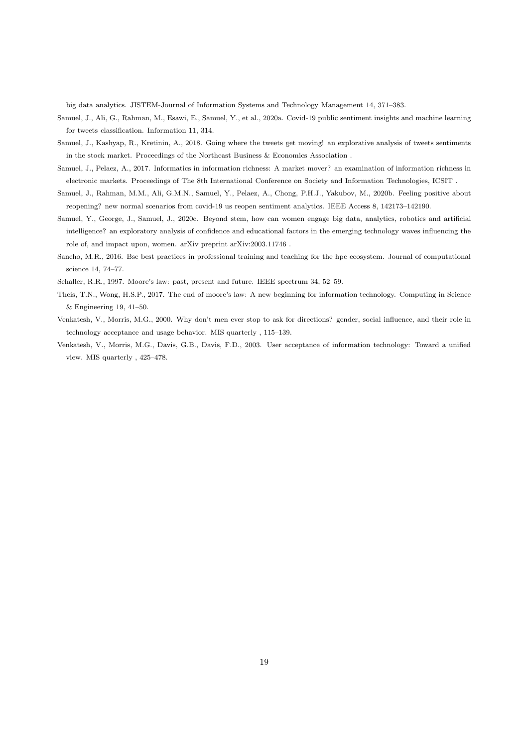big data analytics. JISTEM-Journal of Information Systems and Technology Management 14, 371–383.

Samuel, J., Ali, G., Rahman, M., Esawi, E., Samuel, Y., et al., 2020a. Covid-19 public sentiment insights and machine learning for tweets classification. Information 11, 314.

Samuel, J., Kashyap, R., Kretinin, A., 2018. Going where the tweets get moving! an explorative analysis of tweets sentiments in the stock market. Proceedings of the Northeast Business & Economics Association .

Samuel, J., Pelaez, A., 2017. Informatics in information richness: A market mover? an examination of information richness in electronic markets. Proceedings of The 8th International Conference on Society and Information Technologies, ICSIT .

Samuel, J., Rahman, M.M., Ali, G.M.N., Samuel, Y., Pelaez, A., Chong, P.H.J., Yakubov, M., 2020b. Feeling positive about reopening? new normal scenarios from covid-19 us reopen sentiment analytics. IEEE Access 8, 142173–142190.

Samuel, Y., George, J., Samuel, J., 2020c. Beyond stem, how can women engage big data, analytics, robotics and artificial intelligence? an exploratory analysis of confidence and educational factors in the emerging technology waves influencing the role of, and impact upon, women. arXiv preprint arXiv:2003.11746 .

Sancho, M.R., 2016. Bsc best practices in professional training and teaching for the hpc ecosystem. Journal of computational science 14, 74–77.

Schaller, R.R., 1997. Moore's law: past, present and future. IEEE spectrum 34, 52–59.

Theis, T.N., Wong, H.S.P., 2017. The end of moore's law: A new beginning for information technology. Computing in Science & Engineering 19, 41–50.

Venkatesh, V., Morris, M.G., 2000. Why don't men ever stop to ask for directions? gender, social influence, and their role in technology acceptance and usage behavior. MIS quarterly , 115–139.

Venkatesh, V., Morris, M.G., Davis, G.B., Davis, F.D., 2003. User acceptance of information technology: Toward a unified view. MIS quarterly , 425–478.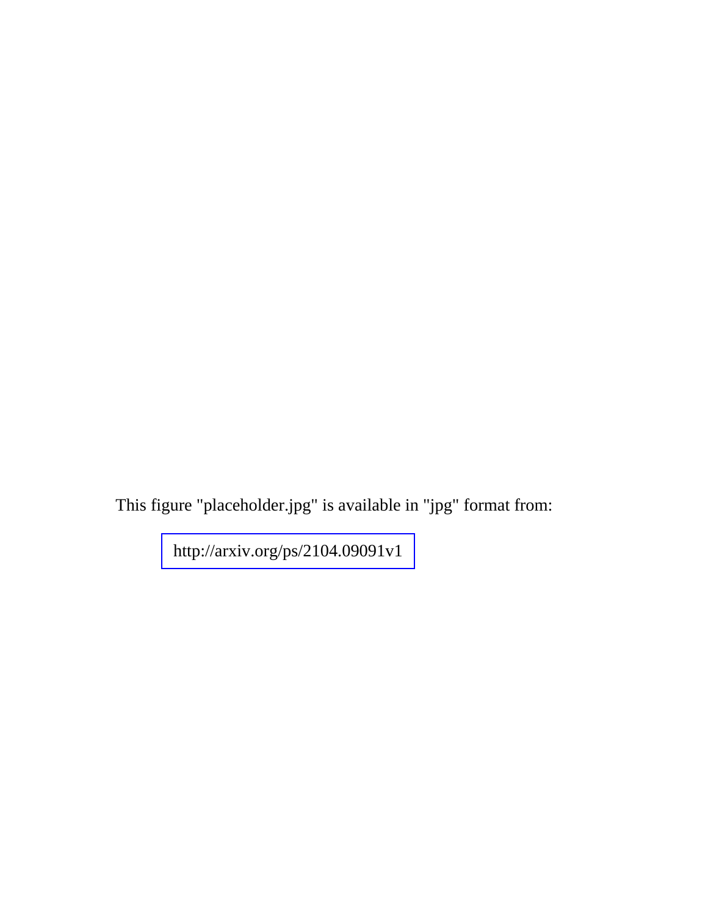This figure "placeholder.jpg" is available in "jpg" format from:

http://arxiv.org/ps/2104.09091v1